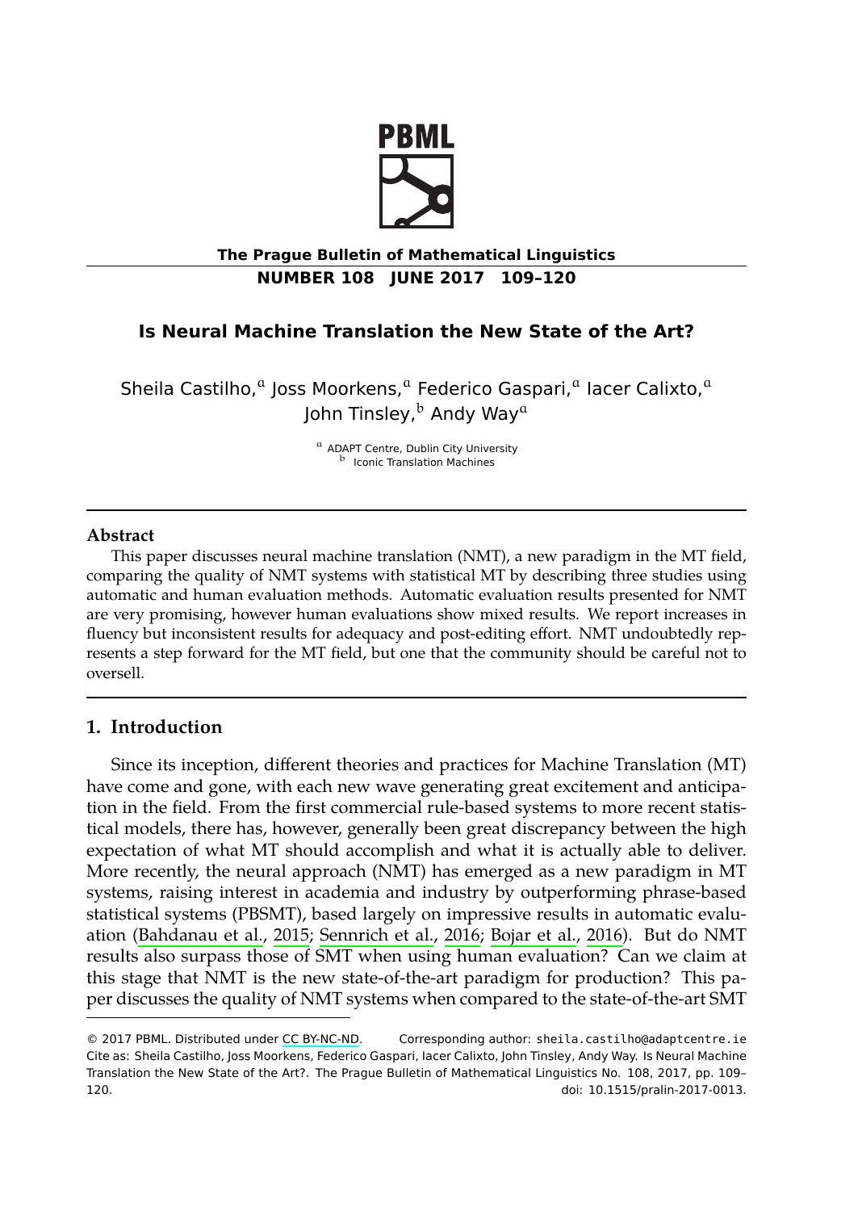# Is Neural Machine Translation the New State of the Art?

Sheila Castilho,[a] Joss Moorkens,[a] Federico Gaspari,[a] Iacer Calixto,[a] John Tinsley,[b] Andy Way[a]

[a] ADAPT Centre, Dublin City University
[b] Iconic Translation Machines

### Abstract

This paper discusses neural machine translation (NMT), a new paradigm in the MT field, comparing the quality of NMT systems with statistical MT by describing three studies using automatic and human evaluation methods. Automatic evaluation results presented for NMT are very promising, however human evaluations show mixed results. We report increases in fluency but inconsistent results for adequacy and post-editing effort. NMT undoubtedly represents a step forward for the MT field, but one that the community should be careful not to oversell.

## 1. Introduction

Since its inception, different theories and practices for Machine Translation (MT) have come and gone, with each new wave generating great excitement and anticipation in the field. From the first commercial rule-based systems to more recent statistical models, there has, however, generally been great discrepancy between the high expectation of what MT should accomplish and what it is actually able to deliver. More recently, the neural approach (NMT) has emerged as a new paradigm in MT systems, raising interest in academia and industry by outperforming phrase-based statistical systems (PBSMT), based largely on impressive results in automatic evaluation (Bahdanau et al., 2015; Sennrich et al., 2016; Bojar et al., 2016). But do NMT results also surpass those of SMT when using human evaluation? Can we claim at this stage that NMT is the new state-of-the-art paradigm for production? This paper discusses the quality of NMT systems when compared to the state-of-the-art SMT

---

© 2017 PBML. Distributed under CC BY-NC-ND. Corresponding author: sheila.castilho@adaptcentre.ie
Cite as: Sheila Castilho, Joss Moorkens, Federico Gaspari, Iacer Calixto, John Tinsley, Andy Way. Is Neural Machine Translation the New State of the Art?. The Prague Bulletin of Mathematical Linguistics No. 108, 2017, pp. 109–120. doi: 10.1515/pralin-2017-0013.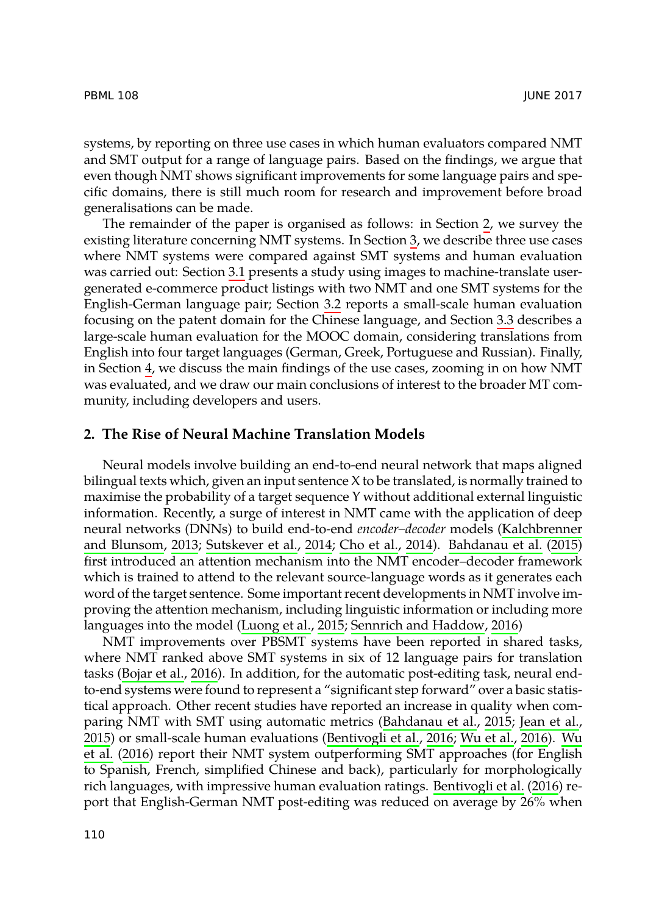systems, by reporting on three use cases in which human evaluators compared NMT and SMT output for a range of language pairs. Based on the findings, we argue that even though NMT shows significant improvements for some language pairs and specific domains, there is still much room for research and improvement before broad generalisations can be made.

The remainder of the paper is organised as follows: in Section 2, we survey the existing literature concerning NMT systems. In Section 3, we describe three use cases where NMT systems were compared against SMT systems and human evaluation was carried out: Section 3.1 presents a study using images to machine-translate user-generated e-commerce product listings with two NMT and one SMT systems for the English-German language pair; Section 3.2 reports a small-scale human evaluation focusing on the patent domain for the Chinese language, and Section 3.3 describes a large-scale human evaluation for the MOOC domain, considering translations from English into four target languages (German, Greek, Portuguese and Russian). Finally, in Section 4, we discuss the main findings of the use cases, zooming in on how NMT was evaluated, and we draw our main conclusions of interest to the broader MT community, including developers and users.

## 2. The Rise of Neural Machine Translation Models

Neural models involve building an end-to-end neural network that maps aligned bilingual texts which, given an input sentence X to be translated, is normally trained to maximise the probability of a target sequence Y without additional external linguistic information. Recently, a surge of interest in NMT came with the application of deep neural networks (DNNs) to build end-to-end *encoder–decoder* models (Kalchbrenner and Blunsom, 2013; Sutskever et al., 2014; Cho et al., 2014). Bahdanau et al. (2015) first introduced an attention mechanism into the NMT encoder–decoder framework which is trained to attend to the relevant source-language words as it generates each word of the target sentence. Some important recent developments in NMT involve improving the attention mechanism, including linguistic information or including more languages into the model (Luong et al., 2015; Sennrich and Haddow, 2016)

NMT improvements over PBSMT systems have been reported in shared tasks, where NMT ranked above SMT systems in six of 12 language pairs for translation tasks (Bojar et al., 2016). In addition, for the automatic post-editing task, neural end-to-end systems were found to represent a "significant step forward" over a basic statistical approach. Other recent studies have reported an increase in quality when comparing NMT with SMT using automatic metrics (Bahdanau et al., 2015; Jean et al., 2015) or small-scale human evaluations (Bentivogli et al., 2016; Wu et al., 2016). Wu et al. (2016) report their NMT system outperforming SMT approaches (for English to Spanish, French, simplified Chinese and back), particularly for morphologically rich languages, with impressive human evaluation ratings. Bentivogli et al. (2016) report that English-German NMT post-editing was reduced on average by 26% when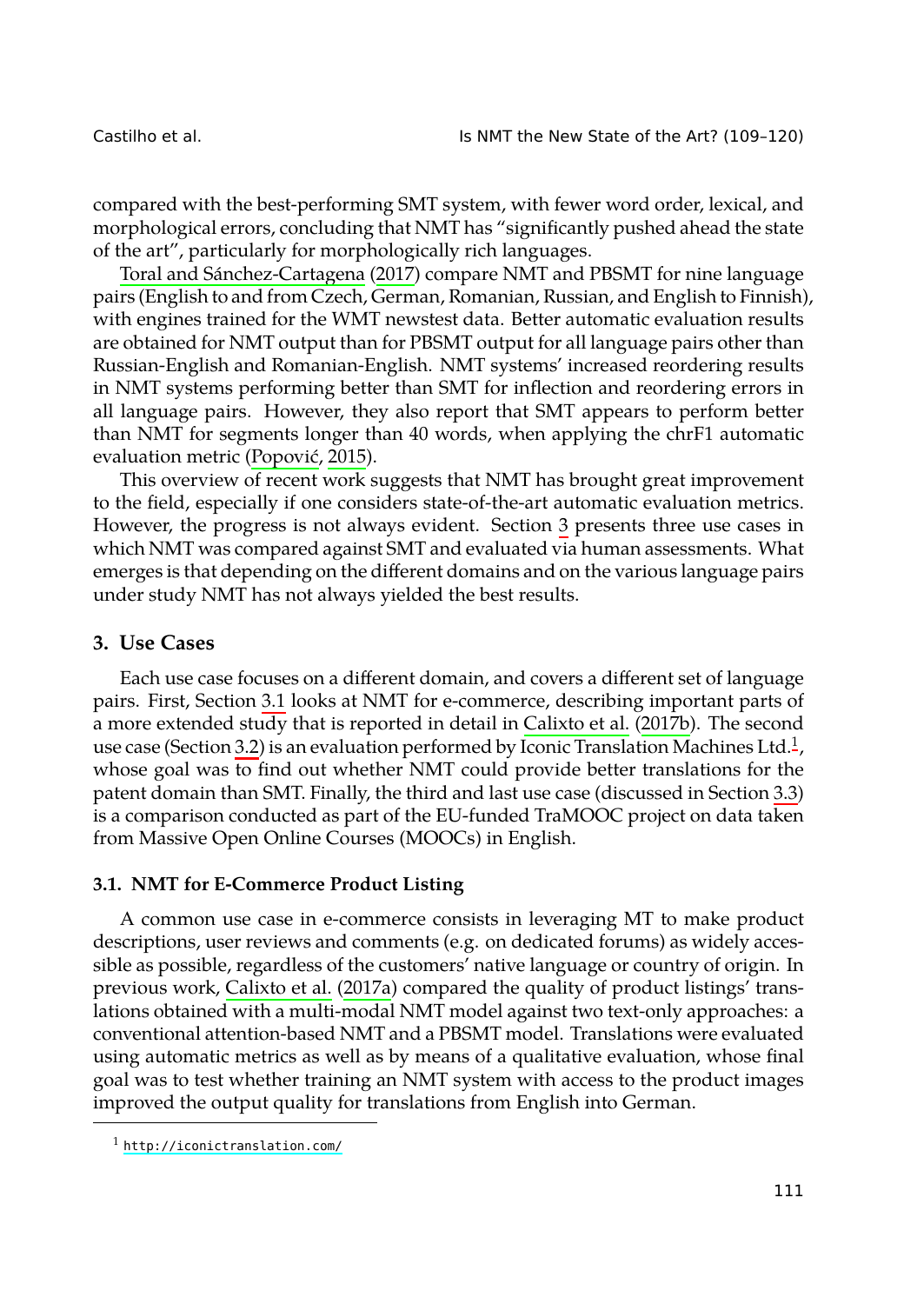compared with the best-performing SMT system, with fewer word order, lexical, and morphological errors, concluding that NMT has "significantly pushed ahead the state of the art", particularly for morphologically rich languages.

Toral and Sánchez-Cartagena (2017) compare NMT and PBSMT for nine language pairs (English to and from Czech, German, Romanian, Russian, and English to Finnish), with engines trained for the WMT newstest data. Better automatic evaluation results are obtained for NMT output than for PBSMT output for all language pairs other than Russian-English and Romanian-English. NMT systems' increased reordering results in NMT systems performing better than SMT for inflection and reordering errors in all language pairs. However, they also report that SMT appears to perform better than NMT for segments longer than 40 words, when applying the chrF1 automatic evaluation metric (Popović, 2015).

This overview of recent work suggests that NMT has brought great improvement to the field, especially if one considers state-of-the-art automatic evaluation metrics. However, the progress is not always evident. Section 3 presents three use cases in which NMT was compared against SMT and evaluated via human assessments. What emerges is that depending on the different domains and on the various language pairs under study NMT has not always yielded the best results.

## 3. Use Cases

Each use case focuses on a different domain, and covers a different set of language pairs. First, Section 3.1 looks at NMT for e-commerce, describing important parts of a more extended study that is reported in detail in Calixto et al. (2017b). The second use case (Section 3.2) is an evaluation performed by Iconic Translation Machines Ltd.[1], whose goal was to find out whether NMT could provide better translations for the patent domain than SMT. Finally, the third and last use case (discussed in Section 3.3) is a comparison conducted as part of the EU-funded TraMOOC project on data taken from Massive Open Online Courses (MOOCs) in English.

### 3.1. NMT for E-Commerce Product Listing

A common use case in e-commerce consists in leveraging MT to make product descriptions, user reviews and comments (e.g. on dedicated forums) as widely accessible as possible, regardless of the customers' native language or country of origin. In previous work, Calixto et al. (2017a) compared the quality of product listings' translations obtained with a multi-modal NMT model against two text-only approaches: a conventional attention-based NMT and a PBSMT model. Translations were evaluated using automatic metrics as well as by means of a qualitative evaluation, whose final goal was to test whether training an NMT system with access to the product images improved the output quality for translations from English into German.

[1] http://iconictranslation.com/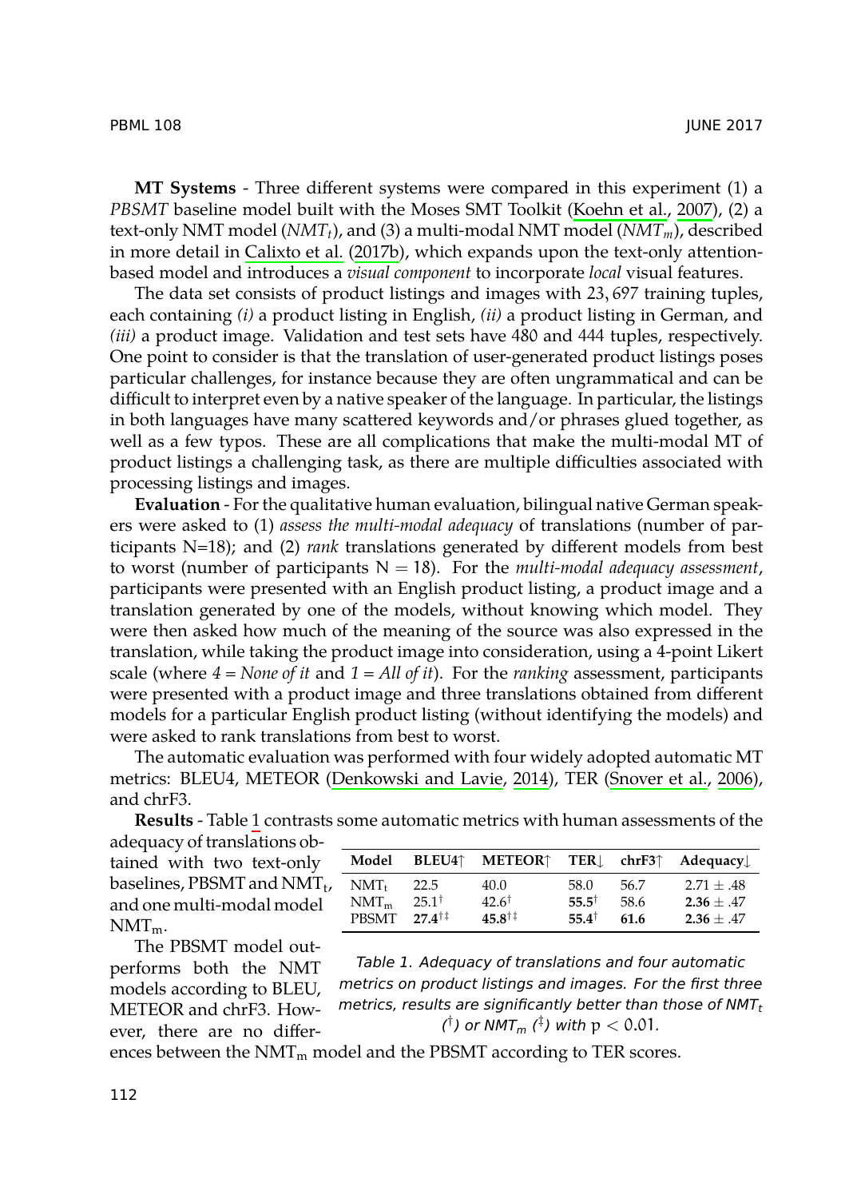**MT Systems** - Three different systems were compared in this experiment (1) a *PBSMT* baseline model built with the Moses SMT Toolkit (Koehn et al., 2007), (2) a text-only NMT model ($NMT_t$), and (3) a multi-modal NMT model ($NMT_m$), described in more detail in Calixto et al. (2017b), which expands upon the text-only attention-based model and introduces a *visual component* to incorporate *local* visual features.

The data set consists of product listings and images with 23,697 training tuples, each containing *(i)* a product listing in English, *(ii)* a product listing in German, and *(iii)* a product image. Validation and test sets have 480 and 444 tuples, respectively. One point to consider is that the translation of user-generated product listings poses particular challenges, for instance because they are often ungrammatical and can be difficult to interpret even by a native speaker of the language. In particular, the listings in both languages have many scattered keywords and/or phrases glued together, as well as a few typos. These are all complications that make the multi-modal MT of product listings a challenging task, as there are multiple difficulties associated with processing listings and images.

**Evaluation** - For the qualitative human evaluation, bilingual native German speakers were asked to (1) *assess the multi-modal adequacy* of translations (number of participants N=18); and (2) *rank* translations generated by different models from best to worst (number of participants $N = 18$). For the *multi-modal adequacy assessment*, participants were presented with an English product listing, a product image and a translation generated by one of the models, without knowing which model. They were then asked how much of the meaning of the source was also expressed in the translation, while taking the product image into consideration, using a 4-point Likert scale (where *4 = None of it* and *1 = All of it*). For the *ranking* assessment, participants were presented with a product image and three translations obtained from different models for a particular English product listing (without identifying the models) and were asked to rank translations from best to worst.

The automatic evaluation was performed with four widely adopted automatic MT metrics: BLEU4, METEOR (Denkowski and Lavie, 2014), TER (Snover et al., 2006), and chrF3.

**Results** - Table 1 contrasts some automatic metrics with human assessments of the adequacy of translations obtained with two text-only baselines, PBSMT and $NMT_t$, and one multi-modal model $NMT_m$.

| Model | BLEU4↑ | METEOR↑ | TER↓ | chrF3↑ | Adequacy↓ |
|---|---|---|---|---|---|
| $NMT_t$ | 22.5 | 40.0 | 58.0 | 56.7 | $2.71 \pm .48$ |
| $NMT_m$ | $25.1^{\dagger}$ | $42.6^{\dagger}$ | $\mathbf{55.5}^{\dagger}$ | 58.6 | $\mathbf{2.36} \pm .47$ |
| PBSMT | $\mathbf{27.4}^{\dagger\ddagger}$ | $\mathbf{45.8}^{\dagger\ddagger}$ | $\mathbf{55.4}^{\dagger}$ | **61.6** | $\mathbf{2.36} \pm .47$ |

*Table 1. Adequacy of translations and four automatic metrics on product listings and images. For the first three metrics, results are significantly better than those of $NMT_t$ ($^{\dagger}$) or $NMT_m$ ($^{\ddagger}$) with $p < 0.01$.*

The PBSMT model outperforms both the NMT models according to BLEU, METEOR and chrF3. However, there are no differences between the $NMT_m$ model and the PBSMT according to TER scores.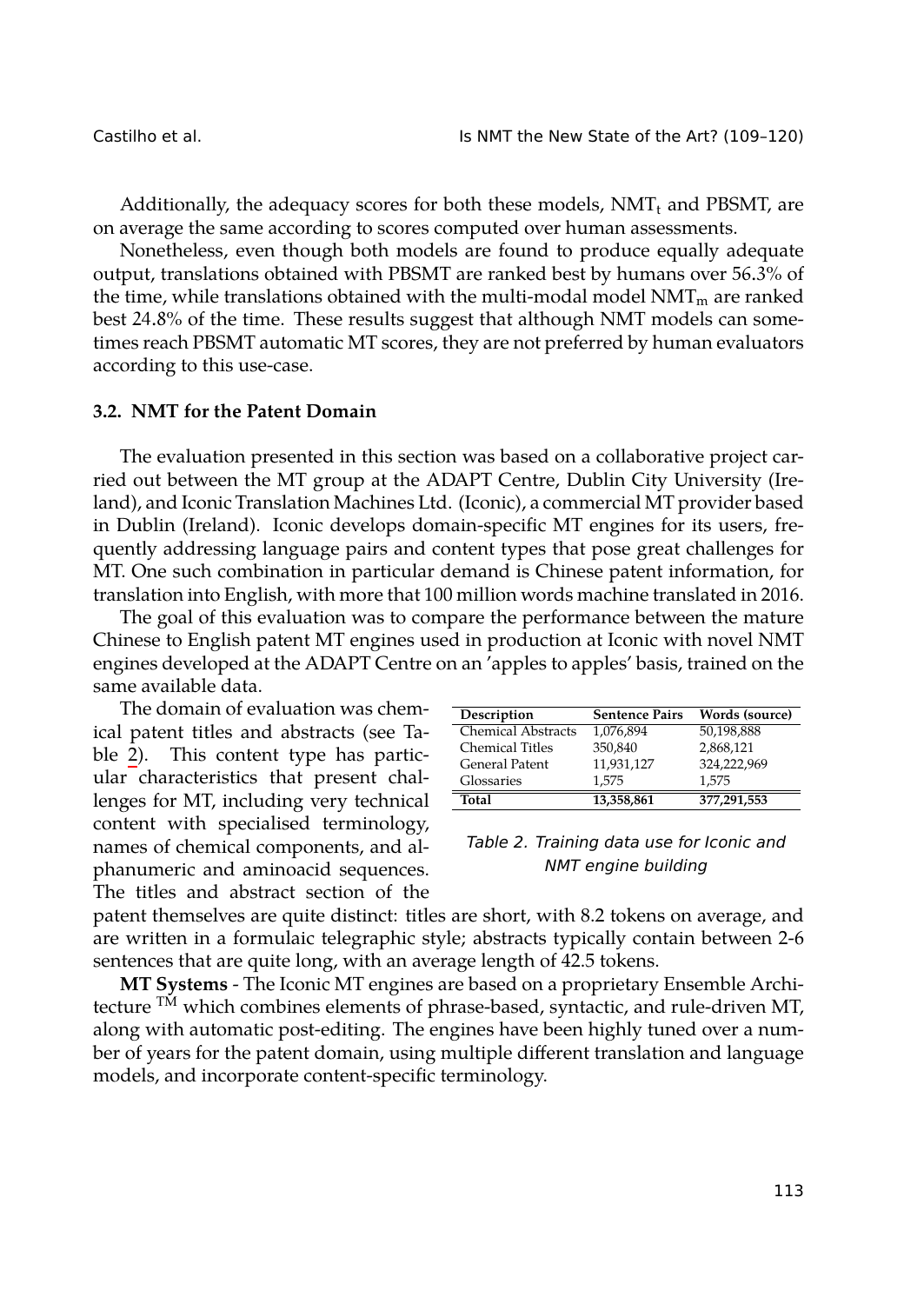Additionally, the adequacy scores for both these models, $NMT_t$ and PBSMT, are on average the same according to scores computed over human assessments.

Nonetheless, even though both models are found to produce equally adequate output, translations obtained with PBSMT are ranked best by humans over 56.3% of the time, while translations obtained with the multi-modal model $NMT_m$ are ranked best 24.8% of the time. These results suggest that although NMT models can sometimes reach PBSMT automatic MT scores, they are not preferred by human evaluators according to this use-case.

### 3.2. NMT for the Patent Domain

The evaluation presented in this section was based on a collaborative project carried out between the MT group at the ADAPT Centre, Dublin City University (Ireland), and Iconic Translation Machines Ltd. (Iconic), a commercial MT provider based in Dublin (Ireland). Iconic develops domain-specific MT engines for its users, frequently addressing language pairs and content types that pose great challenges for MT. One such combination in particular demand is Chinese patent information, for translation into English, with more that 100 million words machine translated in 2016.

The goal of this evaluation was to compare the performance between the mature Chinese to English patent MT engines used in production at Iconic with novel NMT engines developed at the ADAPT Centre on an 'apples to apples' basis, trained on the same available data.

The domain of evaluation was chemical patent titles and abstracts (see Table 2). This content type has particular characteristics that present challenges for MT, including very technical content with specialised terminology, names of chemical components, and alphanumeric and aminoacid sequences. The titles and abstract section of the patent themselves are quite distinct: titles are short, with 8.2 tokens on average, and are written in a formulaic telegraphic style; abstracts typically contain between 2-6 sentences that are quite long, with an average length of 42.5 tokens.

| Description | Sentence Pairs | Words (source) |
|---|---|---|
| Chemical Abstracts | 1,076,894 | 50,198,888 |
| Chemical Titles | 350,840 | 2,868,121 |
| General Patent | 11,931,127 | 324,222,969 |
| Glossaries | 1,575 | 1,575 |
| **Total** | **13,358,861** | **377,291,553** |

*Table 2. Training data use for Iconic and NMT engine building*

**MT Systems** - The Iconic MT engines are based on a proprietary Ensemble Architecture $^{TM}$ which combines elements of phrase-based, syntactic, and rule-driven MT, along with automatic post-editing. The engines have been highly tuned over a number of years for the patent domain, using multiple different translation and language models, and incorporate content-specific terminology.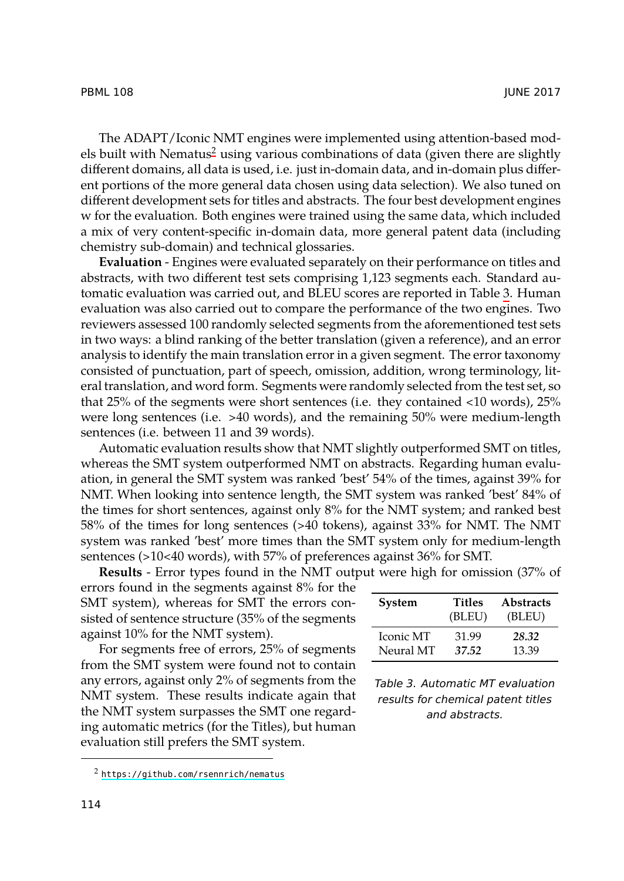The ADAPT/Iconic NMT engines were implemented using attention-based models built with Nematus[2] using various combinations of data (given there are slightly different domains, all data is used, i.e. just in-domain data, and in-domain plus different portions of the more general data chosen using data selection). We also tuned on different development sets for titles and abstracts. The four best development engines w for the evaluation. Both engines were trained using the same data, which included a mix of very content-specific in-domain data, more general patent data (including chemistry sub-domain) and technical glossaries.

**Evaluation** - Engines were evaluated separately on their performance on titles and abstracts, with two different test sets comprising 1,123 segments each. Standard automatic evaluation was carried out, and BLEU scores are reported in Table 3. Human evaluation was also carried out to compare the performance of the two engines. Two reviewers assessed 100 randomly selected segments from the aforementioned test sets in two ways: a blind ranking of the better translation (given a reference), and an error analysis to identify the main translation error in a given segment. The error taxonomy consisted of punctuation, part of speech, omission, addition, wrong terminology, literal translation, and word form. Segments were randomly selected from the test set, so that 25% of the segments were short sentences (i.e. they contained <10 words), 25% were long sentences (i.e. >40 words), and the remaining 50% were medium-length sentences (i.e. between 11 and 39 words).

Automatic evaluation results show that NMT slightly outperformed SMT on titles, whereas the SMT system outperformed NMT on abstracts. Regarding human evaluation, in general the SMT system was ranked 'best' 54% of the times, against 39% for NMT. When looking into sentence length, the SMT system was ranked 'best' 84% of the times for short sentences, against only 8% for the NMT system; and ranked best 58% of the times for long sentences (>40 tokens), against 33% for NMT. The NMT system was ranked 'best' more times than the SMT system only for medium-length sentences (>10<40 words), with 57% of preferences against 36% for SMT.

**Results** - Error types found in the NMT output were high for omission (37% of errors found in the segments against 8% for the SMT system), whereas for SMT the errors consisted of sentence structure (35% of the segments against 10% for the NMT system).

For segments free of errors, 25% of segments from the SMT system were found not to contain any errors, against only 2% of segments from the NMT system. These results indicate again that the NMT system surpasses the SMT one regarding automatic metrics (for the Titles), but human evaluation still prefers the SMT system.

| **System** | **Titles** (BLEU) | **Abstracts** (BLEU) |
|---|---|---|
| Iconic MT | 31.99 | ***28.32*** |
| Neural MT | ***37.52*** | 13.39 |

*Table 3. Automatic MT evaluation results for chemical patent titles and abstracts.*

[2] https://github.com/rsennrich/nematus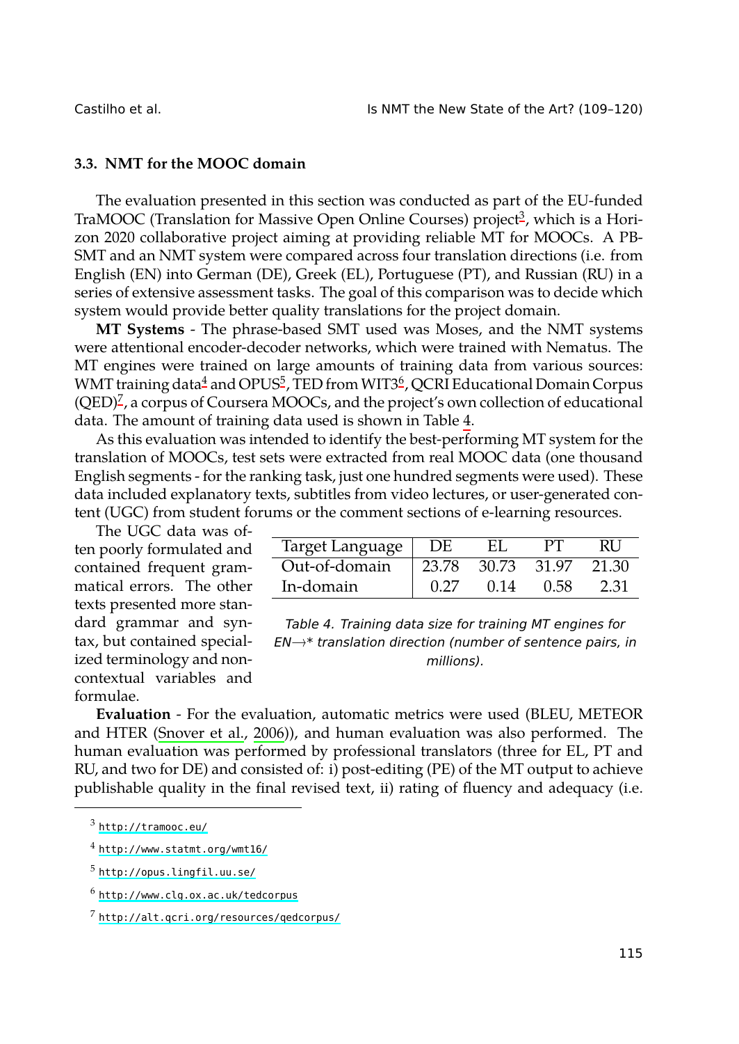### 3.3. NMT for the MOOC domain

The evaluation presented in this section was conducted as part of the EU-funded TraMOOC (Translation for Massive Open Online Courses) project[3], which is a Horizon 2020 collaborative project aiming at providing reliable MT for MOOCs. A PB-SMT and an NMT system were compared across four translation directions (i.e. from English (EN) into German (DE), Greek (EL), Portuguese (PT), and Russian (RU) in a series of extensive assessment tasks. The goal of this comparison was to decide which system would provide better quality translations for the project domain.

**MT Systems** - The phrase-based SMT used was Moses, and the NMT systems were attentional encoder-decoder networks, which were trained with Nematus. The MT engines were trained on large amounts of training data from various sources: WMT training data[4] and OPUS[5], TED from WIT3[6], QCRI Educational Domain Corpus (QED)[7], a corpus of Coursera MOOCs, and the project's own collection of educational data. The amount of training data used is shown in Table 4.

As this evaluation was intended to identify the best-performing MT system for the translation of MOOCs, test sets were extracted from real MOOC data (one thousand English segments - for the ranking task, just one hundred segments were used). These data included explanatory texts, subtitles from video lectures, or user-generated content (UGC) from student forums or the comment sections of e-learning resources.

The UGC data was often poorly formulated and contained frequent grammatical errors. The other texts presented more standard grammar and syntax, but contained specialized terminology and non-contextual variables and formulae.

| Target Language | DE | EL | PT | RU |
|---|---|---|---|---|
| Out-of-domain | 23.78 | 30.73 | 31.97 | 21.30 |
| In-domain | 0.27 | 0.14 | 0.58 | 2.31 |

*Table 4. Training data size for training MT engines for EN→* translation direction (number of sentence pairs, in millions).*

**Evaluation** - For the evaluation, automatic metrics were used (BLEU, METEOR and HTER (Snover et al., 2006)), and human evaluation was also performed. The human evaluation was performed by professional translators (three for EL, PT and RU, and two for DE) and consisted of: i) post-editing (PE) of the MT output to achieve publishable quality in the final revised text, ii) rating of fluency and adequacy (i.e.

[3] http://tramooc.eu/

[4] http://www.statmt.org/wmt16/

[5] http://opus.lingfil.uu.se/

[6] http://www.clg.ox.ac.uk/tedcorpus

[7] http://alt.qcri.org/resources/qedcorpus/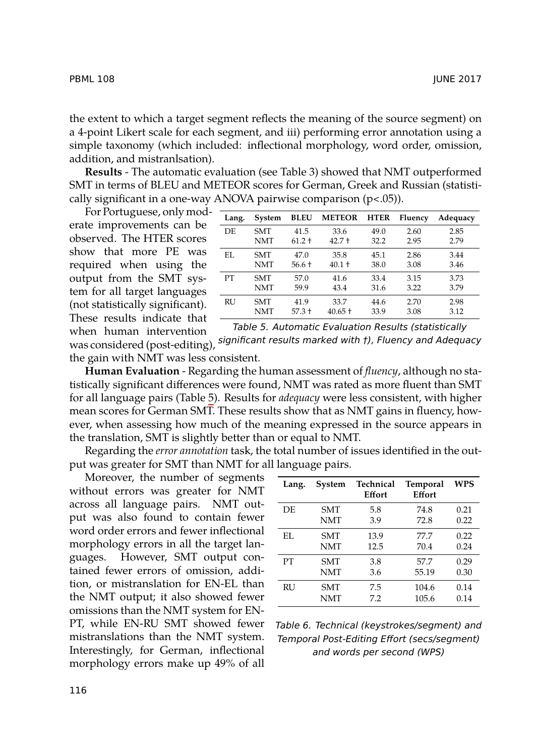the extent to which a target segment reflects the meaning of the source segment) on a 4-point Likert scale for each segment, and iii) performing error annotation using a simple taxonomy (which included: inflectional morphology, word order, omission, addition, and mistranlsation).

**Results** - The automatic evaluation (see Table 3) showed that NMT outperformed SMT in terms of BLEU and METEOR scores for German, Greek and Russian (statistically significant in a one-way ANOVA pairwise comparison (p<.05)).

For Portuguese, only moderate improvements can be observed. The HTER scores show that more PE was required when using the output from the SMT system for all target languages (not statistically significant). These results indicate that when human intervention was considered (post-editing), the gain with NMT was less consistent.

| Lang. | System | BLEU | METEOR | HTER | Fluency | Adequacy |
|---|---|---|---|---|---|---|
| DE | SMT | 41.5 | 33.6 | 49.0 | 2.60 | 2.85 |
| | NMT | 61.2 † | 42.7 † | 32.2 | 2.95 | 2.79 |
| EL | SMT | 47.0 | 35.8 | 45.1 | 2.86 | 3.44 |
| | NMT | 56.6 † | 40.1 † | 38.0 | 3.08 | 3.46 |
| PT | SMT | 57.0 | 41.6 | 33.4 | 3.15 | 3.73 |
| | NMT | 59.9 | 43.4 | 31.6 | 3.22 | 3.79 |
| RU | SMT | 41.9 | 33.7 | 44.6 | 2.70 | 2.98 |
| | NMT | 57.3 † | 40.65 † | 33.9 | 3.08 | 3.12 |

*Table 5. Automatic Evaluation Results (statistically significant results marked with †), Fluency and Adequacy*

**Human Evaluation** - Regarding the human assessment of *fluency*, although no statistically significant differences were found, NMT was rated as more fluent than SMT for all language pairs (Table 5). Results for *adequacy* were less consistent, with higher mean scores for German SMT. These results show that as NMT gains in fluency, however, when assessing how much of the meaning expressed in the source appears in the translation, SMT is slightly better than or equal to NMT.

Regarding the *error annotation* task, the total number of issues identified in the output was greater for SMT than NMT for all language pairs.

Moreover, the number of segments without errors was greater for NMT across all language pairs. NMT output was also found to contain fewer word order errors and fewer inflectional morphology errors in all the target languages. However, SMT output contained fewer errors of omission, addition, or mistranslation for EN-EL than the NMT output; it also showed fewer omissions than the NMT system for EN-PT, while EN-RU SMT showed fewer mistranslations than the NMT system. Interestingly, for German, inflectional morphology errors make up 49% of all

| Lang. | System | Technical Effort | Temporal Effort | WPS |
|---|---|---|---|---|
| DE | SMT | 5.8 | 74.8 | 0.21 |
| | NMT | 3.9 | 72.8 | 0.22 |
| EL | SMT | 13.9 | 77.7 | 0.22 |
| | NMT | 12.5 | 70.4 | 0.24 |
| PT | SMT | 3.8 | 57.7 | 0.29 |
| | NMT | 3.6 | 55.19 | 0.30 |
| RU | SMT | 7.5 | 104.6 | 0.14 |
| | NMT | 7.2 | 105.6 | 0.14 |

*Table 6. Technical (keystrokes/segment) and Temporal Post-Editing Effort (secs/segment) and words per second (WPS)*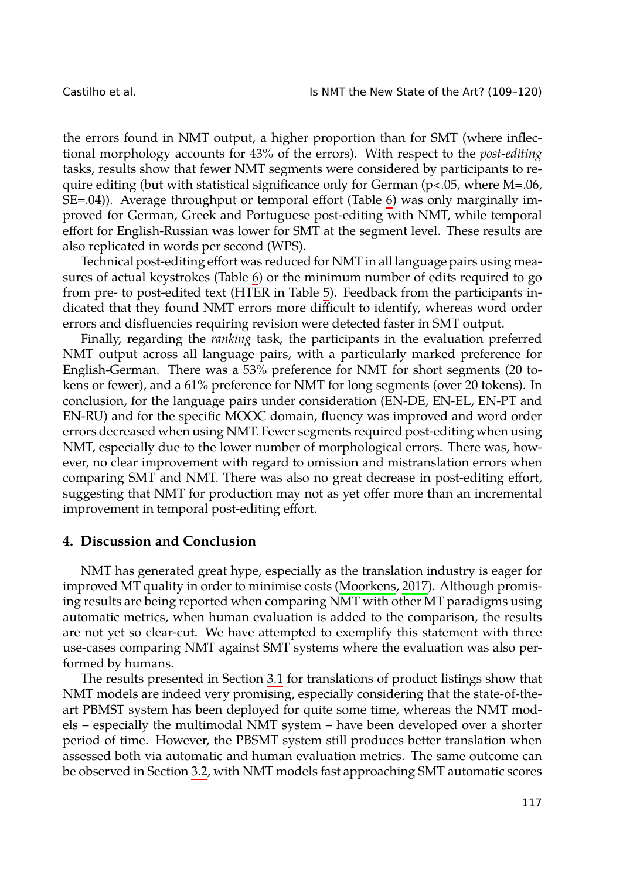the errors found in NMT output, a higher proportion than for SMT (where inflectional morphology accounts for 43% of the errors). With respect to the *post-editing* tasks, results show that fewer NMT segments were considered by participants to require editing (but with statistical significance only for German ($p<.05$, where $M=.06$, $SE=.04$)). Average throughput or temporal effort (Table 6) was only marginally improved for German, Greek and Portuguese post-editing with NMT, while temporal effort for English-Russian was lower for SMT at the segment level. These results are also replicated in words per second (WPS).

Technical post-editing effort was reduced for NMT in all language pairs using measures of actual keystrokes (Table 6) or the minimum number of edits required to go from pre- to post-edited text (HTER in Table 5). Feedback from the participants indicated that they found NMT errors more difficult to identify, whereas word order errors and disfluencies requiring revision were detected faster in SMT output.

Finally, regarding the *ranking* task, the participants in the evaluation preferred NMT output across all language pairs, with a particularly marked preference for English-German. There was a 53% preference for NMT for short segments (20 tokens or fewer), and a 61% preference for NMT for long segments (over 20 tokens). In conclusion, for the language pairs under consideration (EN-DE, EN-EL, EN-PT and EN-RU) and for the specific MOOC domain, fluency was improved and word order errors decreased when using NMT. Fewer segments required post-editing when using NMT, especially due to the lower number of morphological errors. There was, however, no clear improvement with regard to omission and mistranslation errors when comparing SMT and NMT. There was also no great decrease in post-editing effort, suggesting that NMT for production may not as yet offer more than an incremental improvement in temporal post-editing effort.

## 4. Discussion and Conclusion

NMT has generated great hype, especially as the translation industry is eager for improved MT quality in order to minimise costs (Moorkens, 2017). Although promising results are being reported when comparing NMT with other MT paradigms using automatic metrics, when human evaluation is added to the comparison, the results are not yet so clear-cut. We have attempted to exemplify this statement with three use-cases comparing NMT against SMT systems where the evaluation was also performed by humans.

The results presented in Section 3.1 for translations of product listings show that NMT models are indeed very promising, especially considering that the state-of-the-art PBMST system has been deployed for quite some time, whereas the NMT models – especially the multimodal NMT system – have been developed over a shorter period of time. However, the PBSMT system still produces better translation when assessed both via automatic and human evaluation metrics. The same outcome can be observed in Section 3.2, with NMT models fast approaching SMT automatic scores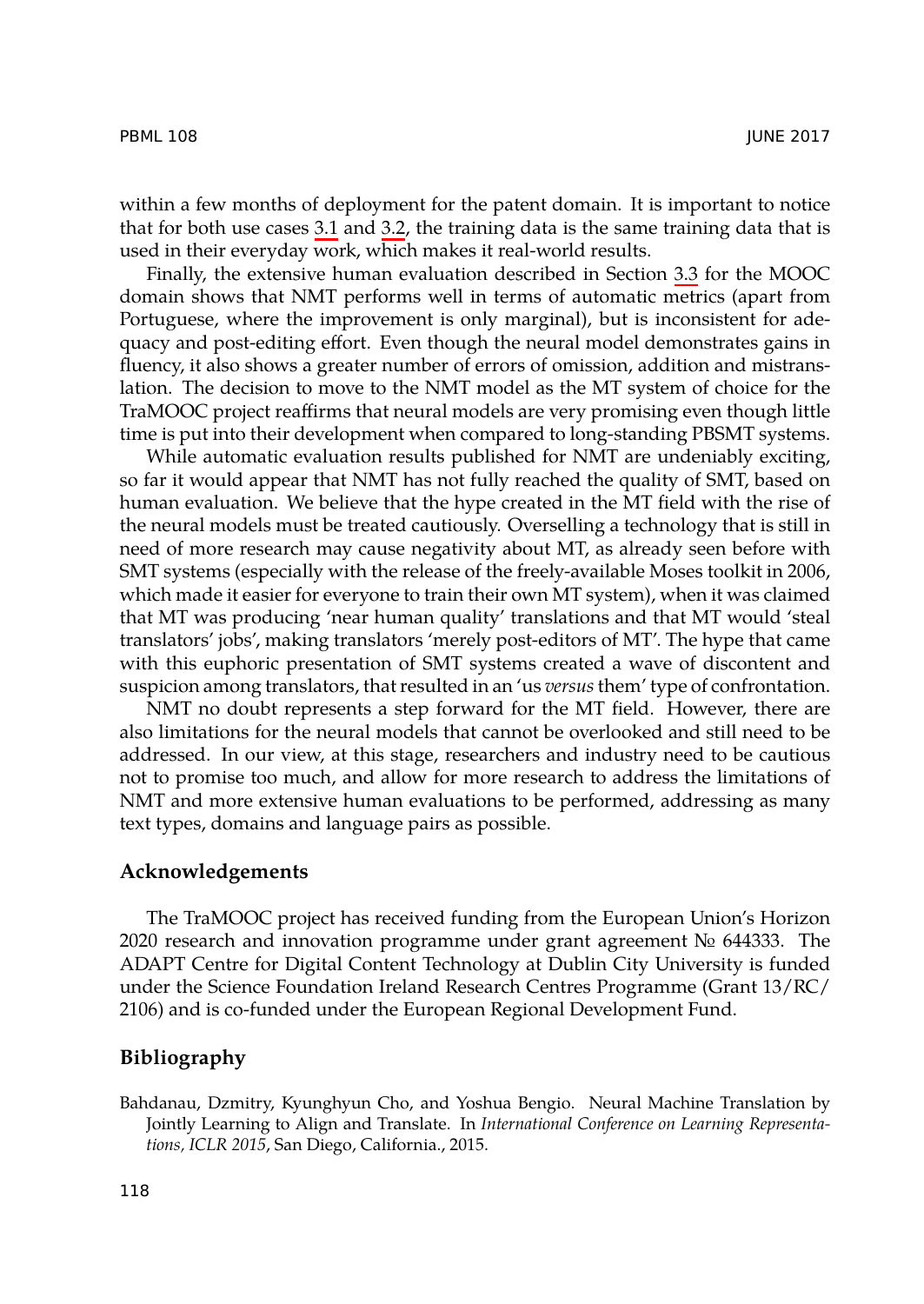within a few months of deployment for the patent domain. It is important to notice that for both use cases 3.1 and 3.2, the training data is the same training data that is used in their everyday work, which makes it real-world results.

Finally, the extensive human evaluation described in Section 3.3 for the MOOC domain shows that NMT performs well in terms of automatic metrics (apart from Portuguese, where the improvement is only marginal), but is inconsistent for adequacy and post-editing effort. Even though the neural model demonstrates gains in fluency, it also shows a greater number of errors of omission, addition and mistranslation. The decision to move to the NMT model as the MT system of choice for the TraMOOC project reaffirms that neural models are very promising even though little time is put into their development when compared to long-standing PBSMT systems.

While automatic evaluation results published for NMT are undeniably exciting, so far it would appear that NMT has not fully reached the quality of SMT, based on human evaluation. We believe that the hype created in the MT field with the rise of the neural models must be treated cautiously. Overselling a technology that is still in need of more research may cause negativity about MT, as already seen before with SMT systems (especially with the release of the freely-available Moses toolkit in 2006, which made it easier for everyone to train their own MT system), when it was claimed that MT was producing 'near human quality' translations and that MT would 'steal translators' jobs', making translators 'merely post-editors of MT'. The hype that came with this euphoric presentation of SMT systems created a wave of discontent and suspicion among translators, that resulted in an 'us *versus* them' type of confrontation.

NMT no doubt represents a step forward for the MT field. However, there are also limitations for the neural models that cannot be overlooked and still need to be addressed. In our view, at this stage, researchers and industry need to be cautious not to promise too much, and allow for more research to address the limitations of NMT and more extensive human evaluations to be performed, addressing as many text types, domains and language pairs as possible.

## Acknowledgements

The TraMOOC project has received funding from the European Union's Horizon 2020 research and innovation programme under grant agreement № 644333. The ADAPT Centre for Digital Content Technology at Dublin City University is funded under the Science Foundation Ireland Research Centres Programme (Grant 13/RC/2106) and is co-funded under the European Regional Development Fund.

## Bibliography

Bahdanau, Dzmitry, Kyunghyun Cho, and Yoshua Bengio. Neural Machine Translation by Jointly Learning to Align and Translate. In *International Conference on Learning Representations, ICLR 2015*, San Diego, California., 2015.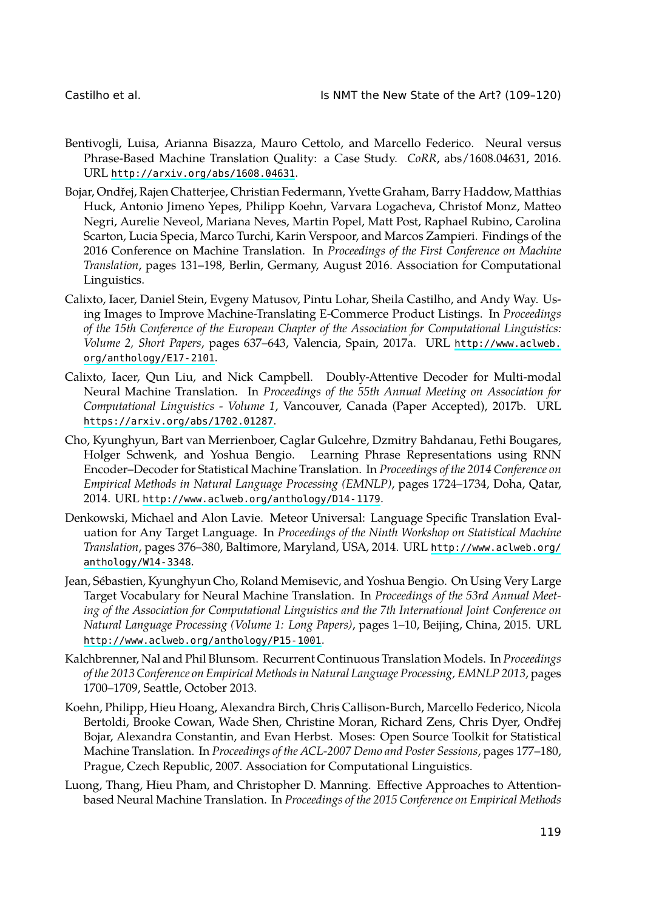Bentivogli, Luisa, Arianna Bisazza, Mauro Cettolo, and Marcello Federico. Neural versus Phrase-Based Machine Translation Quality: a Case Study. *CoRR*, abs/1608.04631, 2016. URL http://arxiv.org/abs/1608.04631.

Bojar, Ondřej, Rajen Chatterjee, Christian Federmann, Yvette Graham, Barry Haddow, Matthias Huck, Antonio Jimeno Yepes, Philipp Koehn, Varvara Logacheva, Christof Monz, Matteo Negri, Aurelie Neveol, Mariana Neves, Martin Popel, Matt Post, Raphael Rubino, Carolina Scarton, Lucia Specia, Marco Turchi, Karin Verspoor, and Marcos Zampieri. Findings of the 2016 Conference on Machine Translation. In *Proceedings of the First Conference on Machine Translation*, pages 131–198, Berlin, Germany, August 2016. Association for Computational Linguistics.

Calixto, Iacer, Daniel Stein, Evgeny Matusov, Pintu Lohar, Sheila Castilho, and Andy Way. Using Images to Improve Machine-Translating E-Commerce Product Listings. In *Proceedings of the 15th Conference of the European Chapter of the Association for Computational Linguistics: Volume 2, Short Papers*, pages 637–643, Valencia, Spain, 2017a. URL http://www.aclweb.org/anthology/E17-2101.

Calixto, Iacer, Qun Liu, and Nick Campbell. Doubly-Attentive Decoder for Multi-modal Neural Machine Translation. In *Proceedings of the 55th Annual Meeting on Association for Computational Linguistics - Volume 1*, Vancouver, Canada (Paper Accepted), 2017b. URL https://arxiv.org/abs/1702.01287.

Cho, Kyunghyun, Bart van Merrienboer, Caglar Gulcehre, Dzmitry Bahdanau, Fethi Bougares, Holger Schwenk, and Yoshua Bengio. Learning Phrase Representations using RNN Encoder–Decoder for Statistical Machine Translation. In *Proceedings of the 2014 Conference on Empirical Methods in Natural Language Processing (EMNLP)*, pages 1724–1734, Doha, Qatar, 2014. URL http://www.aclweb.org/anthology/D14-1179.

Denkowski, Michael and Alon Lavie. Meteor Universal: Language Specific Translation Evaluation for Any Target Language. In *Proceedings of the Ninth Workshop on Statistical Machine Translation*, pages 376–380, Baltimore, Maryland, USA, 2014. URL http://www.aclweb.org/anthology/W14-3348.

Jean, Sébastien, Kyunghyun Cho, Roland Memisevic, and Yoshua Bengio. On Using Very Large Target Vocabulary for Neural Machine Translation. In *Proceedings of the 53rd Annual Meeting of the Association for Computational Linguistics and the 7th International Joint Conference on Natural Language Processing (Volume 1: Long Papers)*, pages 1–10, Beijing, China, 2015. URL http://www.aclweb.org/anthology/P15-1001.

Kalchbrenner, Nal and Phil Blunsom. Recurrent Continuous Translation Models. In *Proceedings of the 2013 Conference on Empirical Methods in Natural Language Processing, EMNLP 2013*, pages 1700–1709, Seattle, October 2013.

Koehn, Philipp, Hieu Hoang, Alexandra Birch, Chris Callison-Burch, Marcello Federico, Nicola Bertoldi, Brooke Cowan, Wade Shen, Christine Moran, Richard Zens, Chris Dyer, Ondřej Bojar, Alexandra Constantin, and Evan Herbst. Moses: Open Source Toolkit for Statistical Machine Translation. In *Proceedings of the ACL-2007 Demo and Poster Sessions*, pages 177–180, Prague, Czech Republic, 2007. Association for Computational Linguistics.

Luong, Thang, Hieu Pham, and Christopher D. Manning. Effective Approaches to Attention-based Neural Machine Translation. In *Proceedings of the 2015 Conference on Empirical Methods*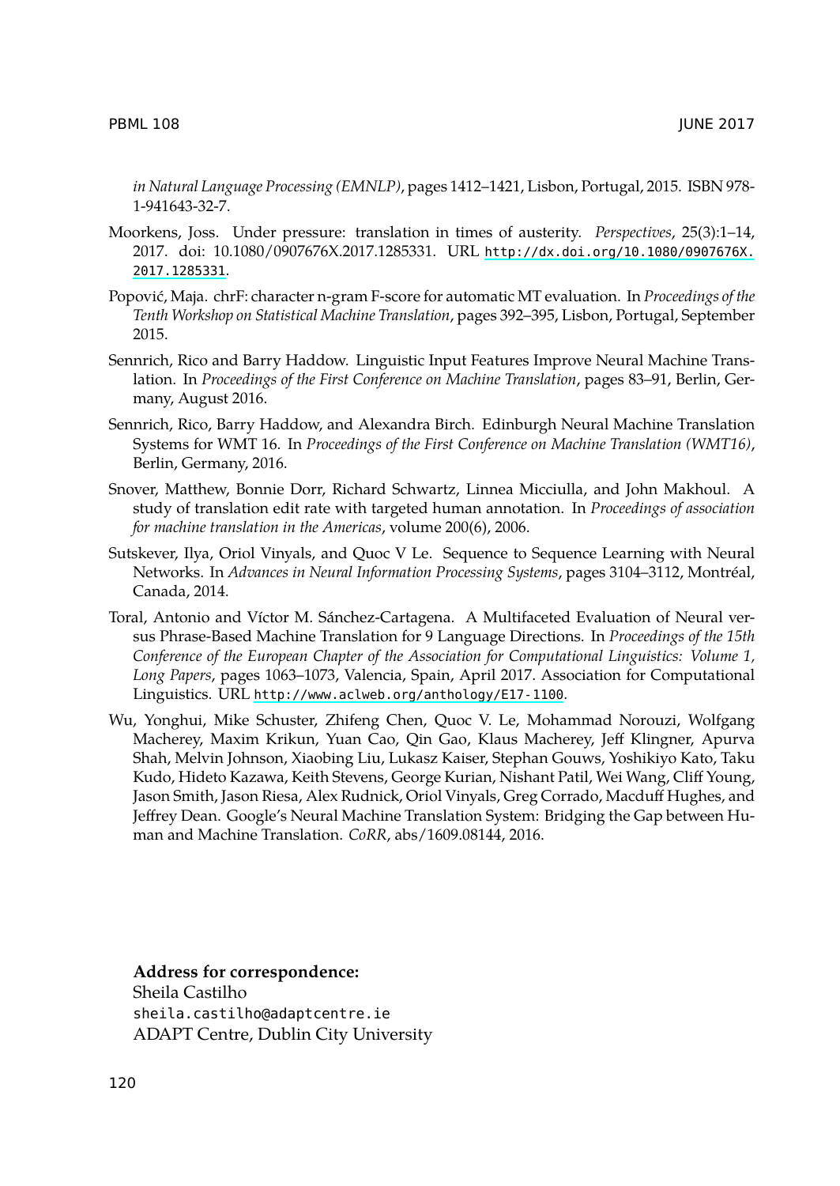*in Natural Language Processing (EMNLP)*, pages 1412–1421, Lisbon, Portugal, 2015. ISBN 978-1-941643-32-7.

Moorkens, Joss. Under pressure: translation in times of austerity. *Perspectives*, 25(3):1–14, 2017. doi: 10.1080/0907676X.2017.1285331. URL http://dx.doi.org/10.1080/0907676X.2017.1285331.

Popović, Maja. chrF: character n-gram F-score for automatic MT evaluation. In *Proceedings of the Tenth Workshop on Statistical Machine Translation*, pages 392–395, Lisbon, Portugal, September 2015.

Sennrich, Rico and Barry Haddow. Linguistic Input Features Improve Neural Machine Translation. In *Proceedings of the First Conference on Machine Translation*, pages 83–91, Berlin, Germany, August 2016.

Sennrich, Rico, Barry Haddow, and Alexandra Birch. Edinburgh Neural Machine Translation Systems for WMT 16. In *Proceedings of the First Conference on Machine Translation (WMT16)*, Berlin, Germany, 2016.

Snover, Matthew, Bonnie Dorr, Richard Schwartz, Linnea Micciulla, and John Makhoul. A study of translation edit rate with targeted human annotation. In *Proceedings of association for machine translation in the Americas*, volume 200(6), 2006.

Sutskever, Ilya, Oriol Vinyals, and Quoc V Le. Sequence to Sequence Learning with Neural Networks. In *Advances in Neural Information Processing Systems*, pages 3104–3112, Montréal, Canada, 2014.

Toral, Antonio and Víctor M. Sánchez-Cartagena. A Multifaceted Evaluation of Neural versus Phrase-Based Machine Translation for 9 Language Directions. In *Proceedings of the 15th Conference of the European Chapter of the Association for Computational Linguistics: Volume 1, Long Papers*, pages 1063–1073, Valencia, Spain, April 2017. Association for Computational Linguistics. URL http://www.aclweb.org/anthology/E17-1100.

Wu, Yonghui, Mike Schuster, Zhifeng Chen, Quoc V. Le, Mohammad Norouzi, Wolfgang Macherey, Maxim Krikun, Yuan Cao, Qin Gao, Klaus Macherey, Jeff Klingner, Apurva Shah, Melvin Johnson, Xiaobing Liu, Lukasz Kaiser, Stephan Gouws, Yoshikiyo Kato, Taku Kudo, Hideto Kazawa, Keith Stevens, George Kurian, Nishant Patil, Wei Wang, Cliff Young, Jason Smith, Jason Riesa, Alex Rudnick, Oriol Vinyals, Greg Corrado, Macduff Hughes, and Jeffrey Dean. Google's Neural Machine Translation System: Bridging the Gap between Human and Machine Translation. *CoRR*, abs/1609.08144, 2016.

**Address for correspondence:**
Sheila Castilho
sheila.castilho@adaptcentre.ie
ADAPT Centre, Dublin City University